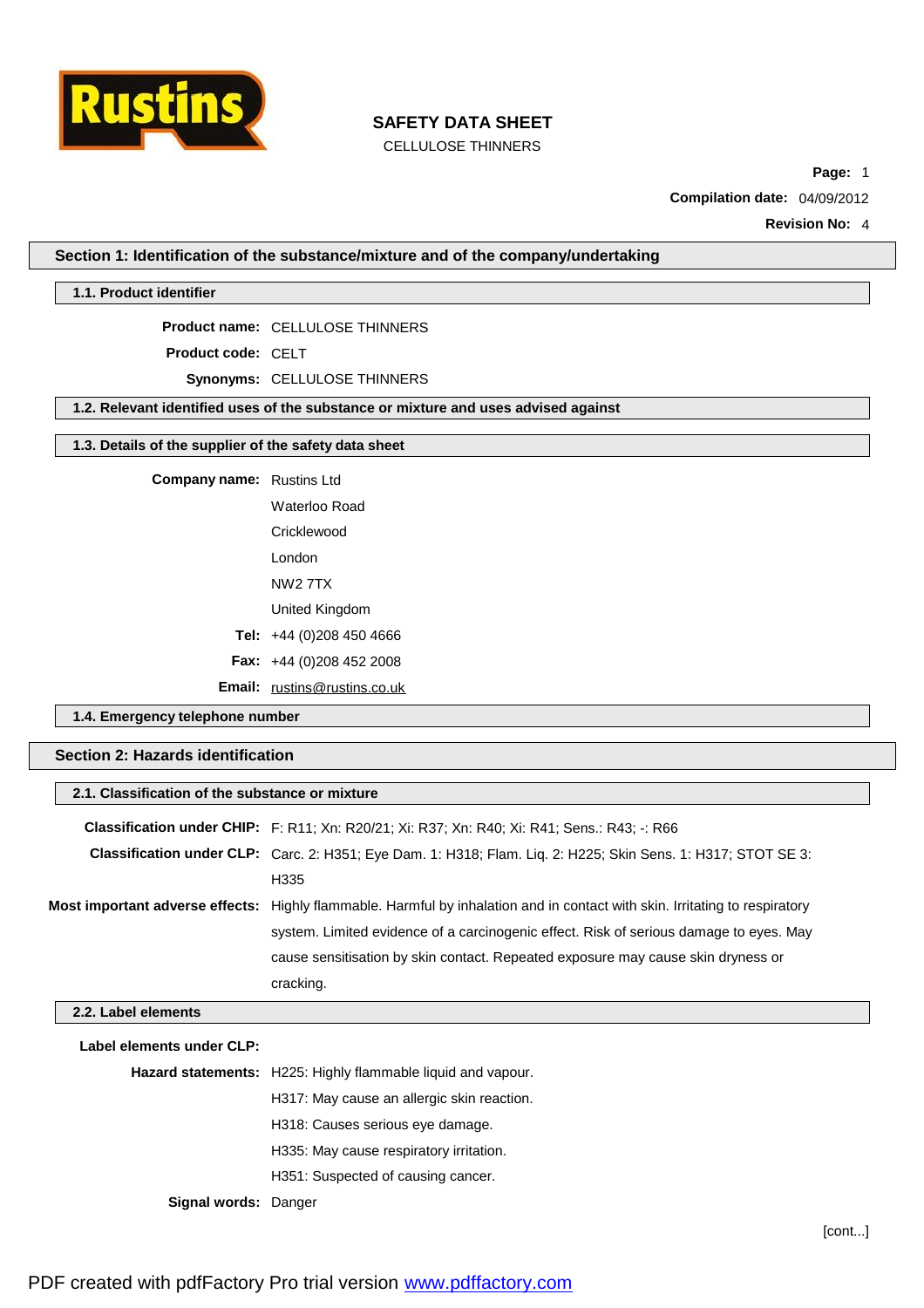# SAFETY DATA SHEET

CELLULOSE THINNERS

**Page:** 1

**Compilation date:** 04/09/2012

**Revision No:** 4

## Section 1: Identification of the substance/mixture and of the company/undertaking

### 1.1. Product identifier

**Product name:** CELLULOSE THINNERS

**Product code:** CELT

**Synonyms:** CELLULOSE THINNERS

### 1.2. Relevant identified uses of the substance or mixture and uses advised against

### 1.3. Details of the supplier of the safety data sheet

**Company name:** Rustins Ltd
Waterloo Road
Cricklewood
London
NW2 7TX
United Kingdom

**Tel:** +44 (0)208 450 4666

**Fax:** +44 (0)208 452 2008

**Email:** rustins@rustins.co.uk

### 1.4. Emergency telephone number

## Section 2: Hazards identification

### 2.1. Classification of the substance or mixture

**Classification under CHIP:** F: R11; Xn: R20/21; Xi: R37; Xn: R40; Xi: R41; Sens.: R43; -: R66

**Classification under CLP:** Carc. 2: H351; Eye Dam. 1: H318; Flam. Liq. 2: H225; Skin Sens. 1: H317; STOT SE 3: H335

**Most important adverse effects:** Highly flammable. Harmful by inhalation and in contact with skin. Irritating to respiratory system. Limited evidence of a carcinogenic effect. Risk of serious damage to eyes. May cause sensitisation by skin contact. Repeated exposure may cause skin dryness or cracking.

### 2.2. Label elements

**Label elements under CLP:**

**Hazard statements:**
H225: Highly flammable liquid and vapour.
H317: May cause an allergic skin reaction.
H318: Causes serious eye damage.
H335: May cause respiratory irritation.
H351: Suspected of causing cancer.

**Signal words:** Danger

[cont...]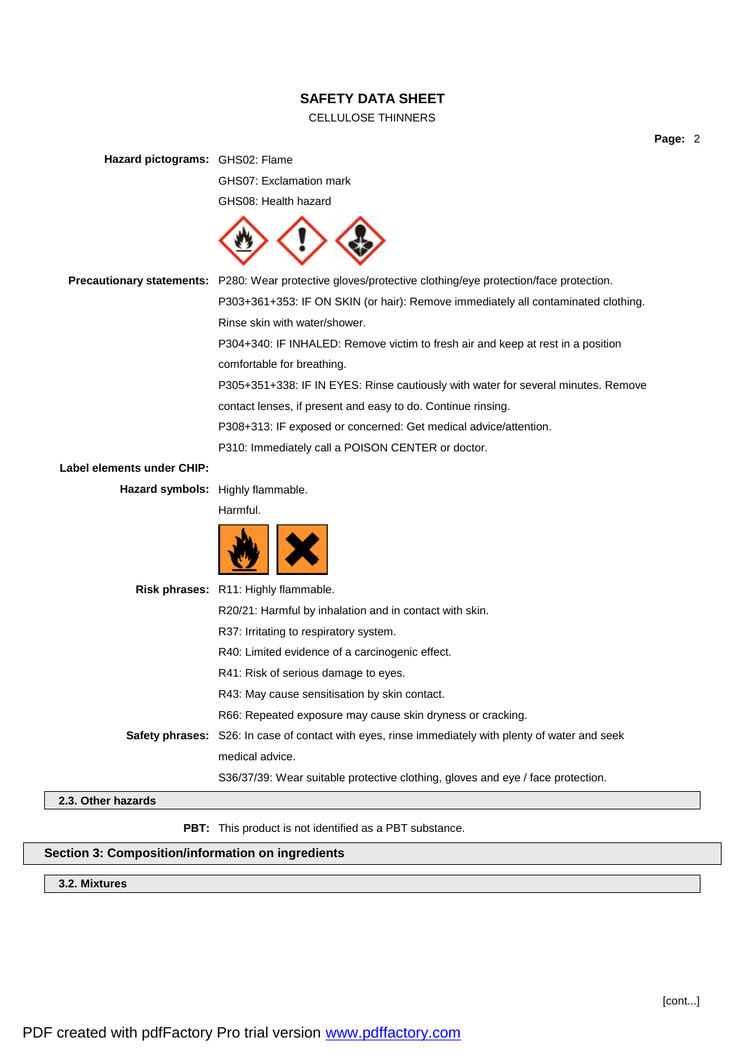**Hazard pictograms:** GHS02: Flame

GHS07: Exclamation mark

GHS08: Health hazard

**Precautionary statements:** P280: Wear protective gloves/protective clothing/eye protection/face protection.

P303+361+353: IF ON SKIN (or hair): Remove immediately all contaminated clothing. Rinse skin with water/shower.

P304+340: IF INHALED: Remove victim to fresh air and keep at rest in a position comfortable for breathing.

P305+351+338: IF IN EYES: Rinse cautiously with water for several minutes. Remove contact lenses, if present and easy to do. Continue rinsing.

P308+313: IF exposed or concerned: Get medical advice/attention.

P310: Immediately call a POISON CENTER or doctor.

**Label elements under CHIP:**

**Hazard symbols:** Highly flammable.

Harmful.

**Risk phrases:** R11: Highly flammable.

R20/21: Harmful by inhalation and in contact with skin.

R37: Irritating to respiratory system.

R40: Limited evidence of a carcinogenic effect.

R41: Risk of serious damage to eyes.

R43: May cause sensitisation by skin contact.

R66: Repeated exposure may cause skin dryness or cracking.

**Safety phrases:** S26: In case of contact with eyes, rinse immediately with plenty of water and seek medical advice.

S36/37/39: Wear suitable protective clothing, gloves and eye / face protection.

### 2.3. Other hazards

**PBT:** This product is not identified as a PBT substance.

## Section 3: Composition/information on ingredients

### 3.2. Mixtures

[cont...]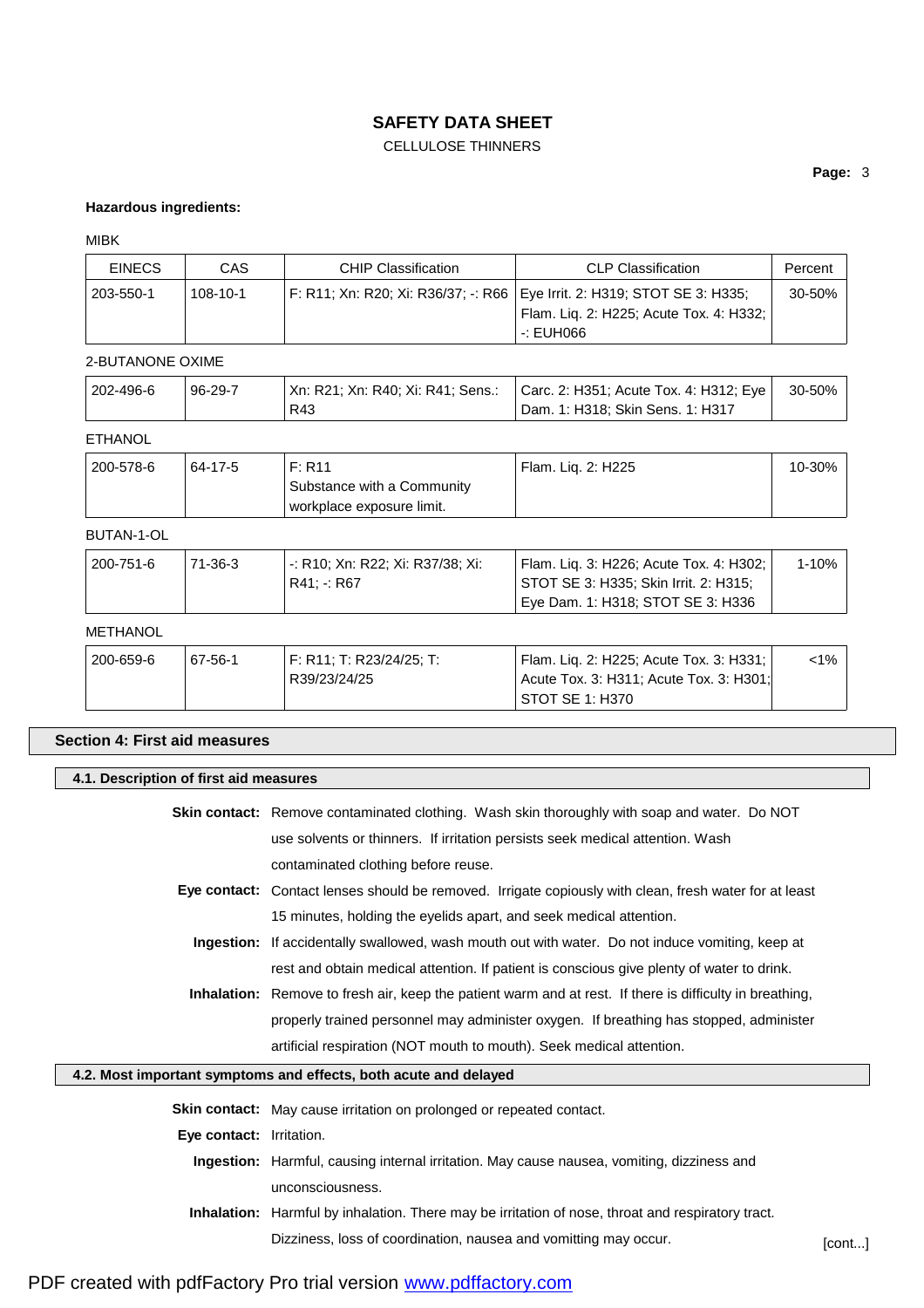**Hazardous ingredients:**

MIBK

| EINECS | CAS | CHIP Classification | CLP Classification | Percent |
|---|---|---|---|---|
| 203-550-1 | 108-10-1 | F: R11; Xn: R20; Xi: R36/37; -: R66 | Eye Irrit. 2: H319; STOT SE 3: H335; Flam. Liq. 2: H225; Acute Tox. 4: H332; -: EUH066 | 30-50% |

2-BUTANONE OXIME

| EINECS | CAS | CHIP Classification | CLP Classification | Percent |
|---|---|---|---|---|
| 202-496-6 | 96-29-7 | Xn: R21; Xn: R40; Xi: R41; Sens.: R43 | Carc. 2: H351; Acute Tox. 4: H312; Eye Dam. 1: H318; Skin Sens. 1: H317 | 30-50% |

ETHANOL

| EINECS | CAS | CHIP Classification | CLP Classification | Percent |
|---|---|---|---|---|
| 200-578-6 | 64-17-5 | F: R11 Substance with a Community workplace exposure limit. | Flam. Liq. 2: H225 | 10-30% |

BUTAN-1-OL

| EINECS | CAS | CHIP Classification | CLP Classification | Percent |
|---|---|---|---|---|
| 200-751-6 | 71-36-3 | -: R10; Xn: R22; Xi: R37/38; Xi: R41; -: R67 | Flam. Liq. 3: H226; Acute Tox. 4: H302; STOT SE 3: H335; Skin Irrit. 2: H315; Eye Dam. 1: H318; STOT SE 3: H336 | 1-10% |

METHANOL

| EINECS | CAS | CHIP Classification | CLP Classification | Percent |
|---|---|---|---|---|
| 200-659-6 | 67-56-1 | F: R11; T: R23/24/25; T: R39/23/24/25 | Flam. Liq. 2: H225; Acute Tox. 3: H331; Acute Tox. 3: H311; Acute Tox. 3: H301; STOT SE 1: H370 | <1% |

## Section 4: First aid measures

### 4.1. Description of first aid measures

**Skin contact:** Remove contaminated clothing. Wash skin thoroughly with soap and water. Do NOT use solvents or thinners. If irritation persists seek medical attention. Wash contaminated clothing before reuse.

**Eye contact:** Contact lenses should be removed. Irrigate copiously with clean, fresh water for at least 15 minutes, holding the eyelids apart, and seek medical attention.

**Ingestion:** If accidentally swallowed, wash mouth out with water. Do not induce vomiting, keep at rest and obtain medical attention. If patient is conscious give plenty of water to drink.

**Inhalation:** Remove to fresh air, keep the patient warm and at rest. If there is difficulty in breathing, properly trained personnel may administer oxygen. If breathing has stopped, administer artificial respiration (NOT mouth to mouth). Seek medical attention.

### 4.2. Most important symptoms and effects, both acute and delayed

**Skin contact:** May cause irritation on prolonged or repeated contact.

**Eye contact:** Irritation.

**Ingestion:** Harmful, causing internal irritation. May cause nausea, vomiting, dizziness and unconsciousness.

**Inhalation:** Harmful by inhalation. There may be irritation of nose, throat and respiratory tract. Dizziness, loss of coordination, nausea and vomitting may occur.

[cont...]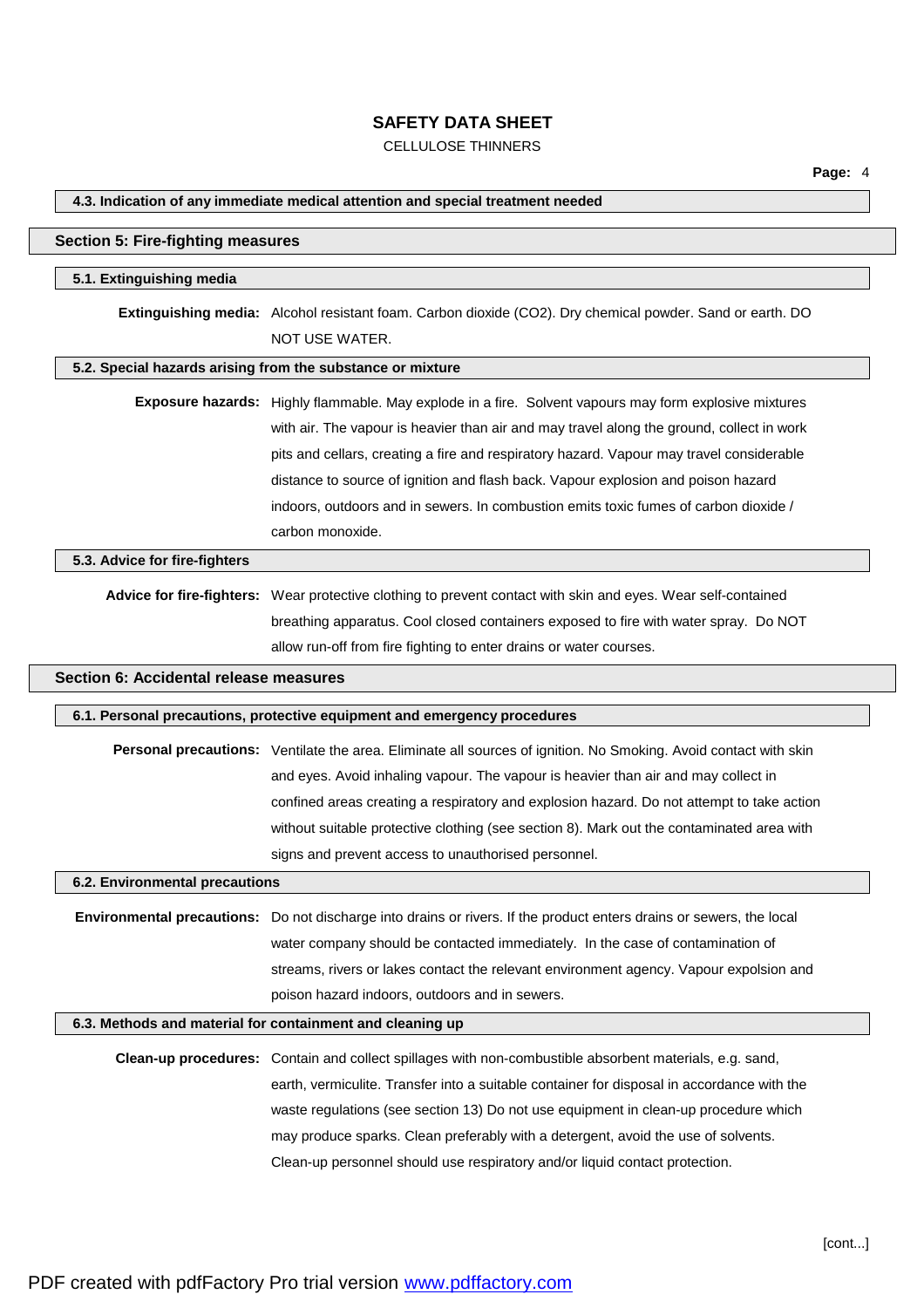### 4.3. Indication of any immediate medical attention and special treatment needed

## Section 5: Fire-fighting measures

### 5.1. Extinguishing media

**Extinguishing media:** Alcohol resistant foam. Carbon dioxide ($CO_2$). Dry chemical powder. Sand or earth. DO NOT USE WATER.

### 5.2. Special hazards arising from the substance or mixture

**Exposure hazards:** Highly flammable. May explode in a fire. Solvent vapours may form explosive mixtures with air. The vapour is heavier than air and may travel along the ground, collect in work pits and cellars, creating a fire and respiratory hazard. Vapour may travel considerable distance to source of ignition and flash back. Vapour explosion and poison hazard indoors, outdoors and in sewers. In combustion emits toxic fumes of carbon dioxide / carbon monoxide.

### 5.3. Advice for fire-fighters

**Advice for fire-fighters:** Wear protective clothing to prevent contact with skin and eyes. Wear self-contained breathing apparatus. Cool closed containers exposed to fire with water spray. Do NOT allow run-off from fire fighting to enter drains or water courses.

## Section 6: Accidental release measures

### 6.1. Personal precautions, protective equipment and emergency procedures

**Personal precautions:** Ventilate the area. Eliminate all sources of ignition. No Smoking. Avoid contact with skin and eyes. Avoid inhaling vapour. The vapour is heavier than air and may collect in confined areas creating a respiratory and explosion hazard. Do not attempt to take action without suitable protective clothing (see section 8). Mark out the contaminated area with signs and prevent access to unauthorised personnel.

### 6.2. Environmental precautions

**Environmental precautions:** Do not discharge into drains or rivers. If the product enters drains or sewers, the local water company should be contacted immediately. In the case of contamination of streams, rivers or lakes contact the relevant environment agency. Vapour expolsion and poison hazard indoors, outdoors and in sewers.

### 6.3. Methods and material for containment and cleaning up

**Clean-up procedures:** Contain and collect spillages with non-combustible absorbent materials, e.g. sand, earth, vermiculite. Transfer into a suitable container for disposal in accordance with the waste regulations (see section 13) Do not use equipment in clean-up procedure which may produce sparks. Clean preferably with a detergent, avoid the use of solvents. Clean-up personnel should use respiratory and/or liquid contact protection.

[cont...]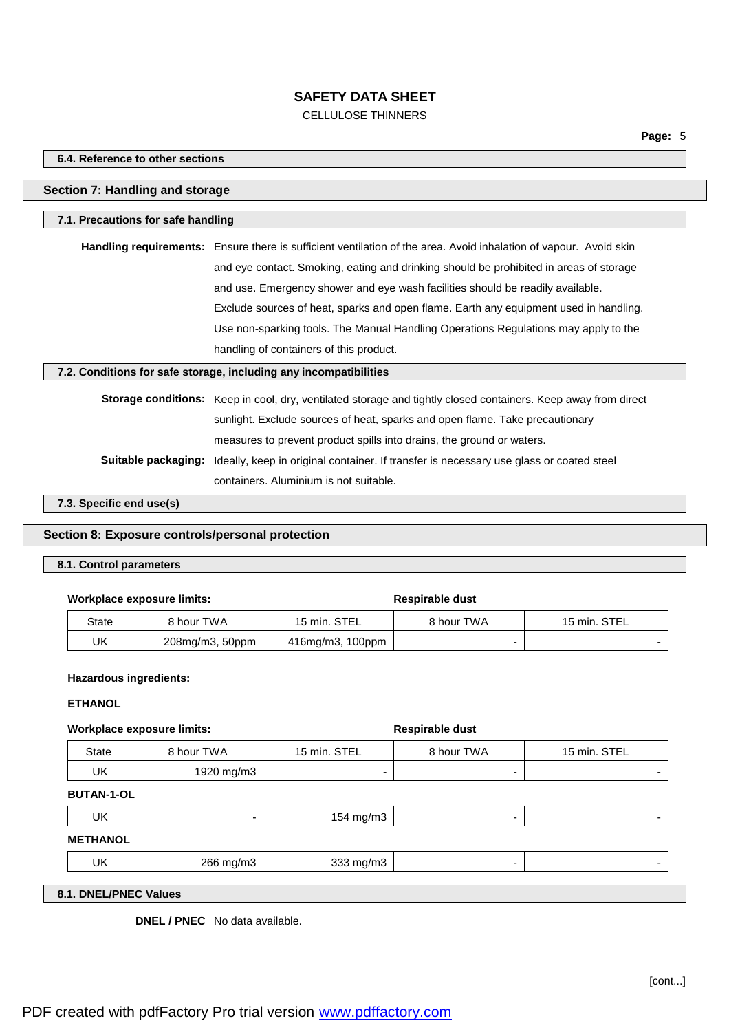#### 6.4. Reference to other sections

## Section 7: Handling and storage

#### 7.1. Precautions for safe handling

**Handling requirements:** Ensure there is sufficient ventilation of the area. Avoid inhalation of vapour. Avoid skin and eye contact. Smoking, eating and drinking should be prohibited in areas of storage and use. Emergency shower and eye wash facilities should be readily available. Exclude sources of heat, sparks and open flame. Earth any equipment used in handling. Use non-sparking tools. The Manual Handling Operations Regulations may apply to the handling of containers of this product.

#### 7.2. Conditions for safe storage, including any incompatibilities

**Storage conditions:** Keep in cool, dry, ventilated storage and tightly closed containers. Keep away from direct sunlight. Exclude sources of heat, sparks and open flame. Take precautionary measures to prevent product spills into drains, the ground or waters.

**Suitable packaging:** Ideally, keep in original container. If transfer is necessary use glass or coated steel containers. Aluminium is not suitable.

#### 7.3. Specific end use(s)

## Section 8: Exposure controls/personal protection

#### 8.1. Control parameters

**Workplace exposure limits:** / **Respirable dust**

| State | 8 hour TWA | 15 min. STEL | Respirable dust 8 hour TWA | Respirable dust 15 min. STEL |
|---|---|---|---|---|
| UK | 208mg/m3, 50ppm | 416mg/m3, 100ppm | - | - |

**Hazardous ingredients:**

**ETHANOL**

**Workplace exposure limits:** / **Respirable dust**

| State | 8 hour TWA | 15 min. STEL | Respirable dust 8 hour TWA | Respirable dust 15 min. STEL |
|---|---|---|---|---|
| UK | 1920 mg/m3 | - | - | - |

**BUTAN-1-OL**

| State | 8 hour TWA | 15 min. STEL | Respirable dust 8 hour TWA | Respirable dust 15 min. STEL |
|---|---|---|---|---|
| UK | - | 154 mg/m3 | - | - |

**METHANOL**

| State | 8 hour TWA | 15 min. STEL | Respirable dust 8 hour TWA | Respirable dust 15 min. STEL |
|---|---|---|---|---|
| UK | 266 mg/m3 | 333 mg/m3 | - | - |

#### 8.1. DNEL/PNEC Values

**DNEL / PNEC** No data available.

[cont...]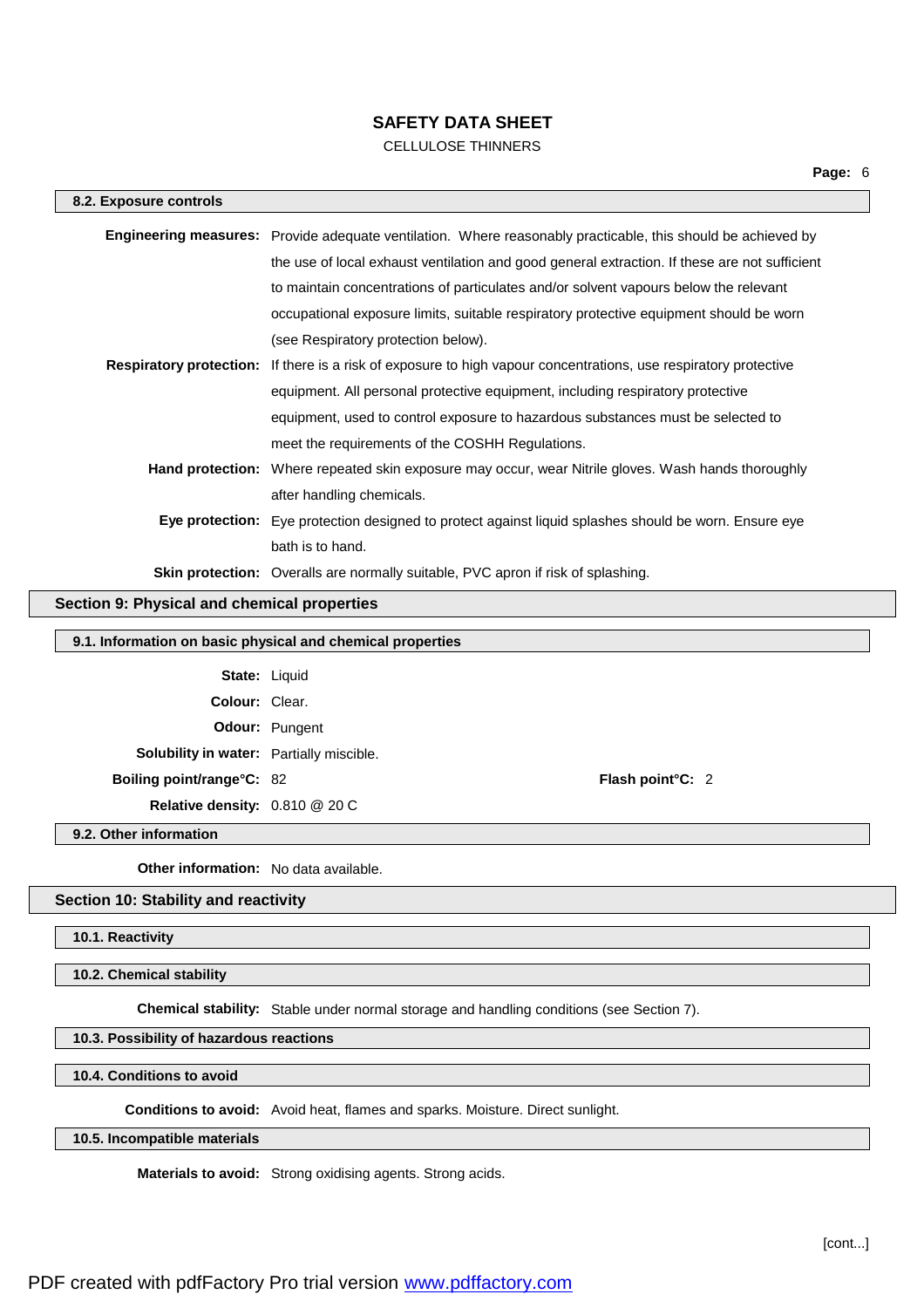#### 8.2. Exposure controls

**Engineering measures:** Provide adequate ventilation. Where reasonably practicable, this should be achieved by the use of local exhaust ventilation and good general extraction. If these are not sufficient to maintain concentrations of particulates and/or solvent vapours below the relevant occupational exposure limits, suitable respiratory protective equipment should be worn (see Respiratory protection below).

**Respiratory protection:** If there is a risk of exposure to high vapour concentrations, use respiratory protective equipment. All personal protective equipment, including respiratory protective equipment, used to control exposure to hazardous substances must be selected to meet the requirements of the COSHH Regulations.

**Hand protection:** Where repeated skin exposure may occur, wear Nitrile gloves. Wash hands thoroughly after handling chemicals.

**Eye protection:** Eye protection designed to protect against liquid splashes should be worn. Ensure eye bath is to hand.

**Skin protection:** Overalls are normally suitable, PVC apron if risk of splashing.

## Section 9: Physical and chemical properties

#### 9.1. Information on basic physical and chemical properties

**State:** Liquid

**Colour:** Clear.

**Odour:** Pungent

**Solubility in water:** Partially miscible.

**Boiling point/range°C:** 82

**Flash point°C:** 2

**Relative density:** 0.810 @ 20 C

#### 9.2. Other information

**Other information:** No data available.

## Section 10: Stability and reactivity

#### 10.1. Reactivity

#### 10.2. Chemical stability

**Chemical stability:** Stable under normal storage and handling conditions (see Section 7).

#### 10.3. Possibility of hazardous reactions

#### 10.4. Conditions to avoid

**Conditions to avoid:** Avoid heat, flames and sparks. Moisture. Direct sunlight.

#### 10.5. Incompatible materials

**Materials to avoid:** Strong oxidising agents. Strong acids.

[cont...]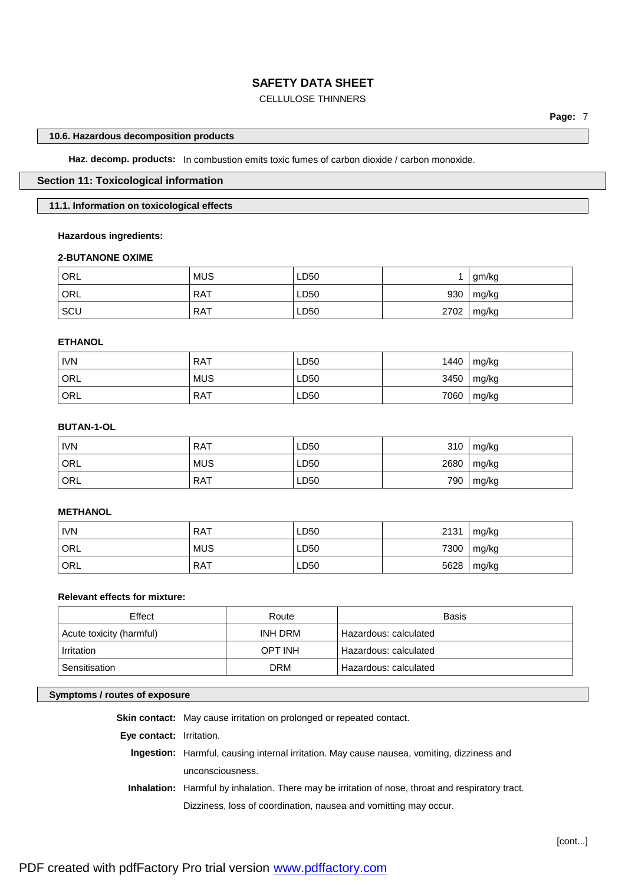### 10.6. Hazardous decomposition products

**Haz. decomp. products:** In combustion emits toxic fumes of carbon dioxide / carbon monoxide.

## Section 11: Toxicological information

### 11.1. Information on toxicological effects

**Hazardous ingredients:**

**2-BUTANONE OXIME**

| | | | | |
|---|---|---|---|---|
| ORL | MUS | LD50 | 1 | gm/kg |
| ORL | RAT | LD50 | 930 | mg/kg |
| SCU | RAT | LD50 | 2702 | mg/kg |

**ETHANOL**

| | | | | |
|---|---|---|---|---|
| IVN | RAT | LD50 | 1440 | mg/kg |
| ORL | MUS | LD50 | 3450 | mg/kg |
| ORL | RAT | LD50 | 7060 | mg/kg |

**BUTAN-1-OL**

| | | | | |
|---|---|---|---|---|
| IVN | RAT | LD50 | 310 | mg/kg |
| ORL | MUS | LD50 | 2680 | mg/kg |
| ORL | RAT | LD50 | 790 | mg/kg |

**METHANOL**

| | | | | |
|---|---|---|---|---|
| IVN | RAT | LD50 | 2131 | mg/kg |
| ORL | MUS | LD50 | 7300 | mg/kg |
| ORL | RAT | LD50 | 5628 | mg/kg |

**Relevant effects for mixture:**

| Effect | Route | Basis |
|---|---|---|
| Acute toxicity (harmful) | INH DRM | Hazardous: calculated |
| Irritation | OPT INH | Hazardous: calculated |
| Sensitisation | DRM | Hazardous: calculated |

### Symptoms / routes of exposure

**Skin contact:** May cause irritation on prolonged or repeated contact.

**Eye contact:** Irritation.

**Ingestion:** Harmful, causing internal irritation. May cause nausea, vomiting, dizziness and unconsciousness.

**Inhalation:** Harmful by inhalation. There may be irritation of nose, throat and respiratory tract. Dizziness, loss of coordination, nausea and vomitting may occur.

[cont...]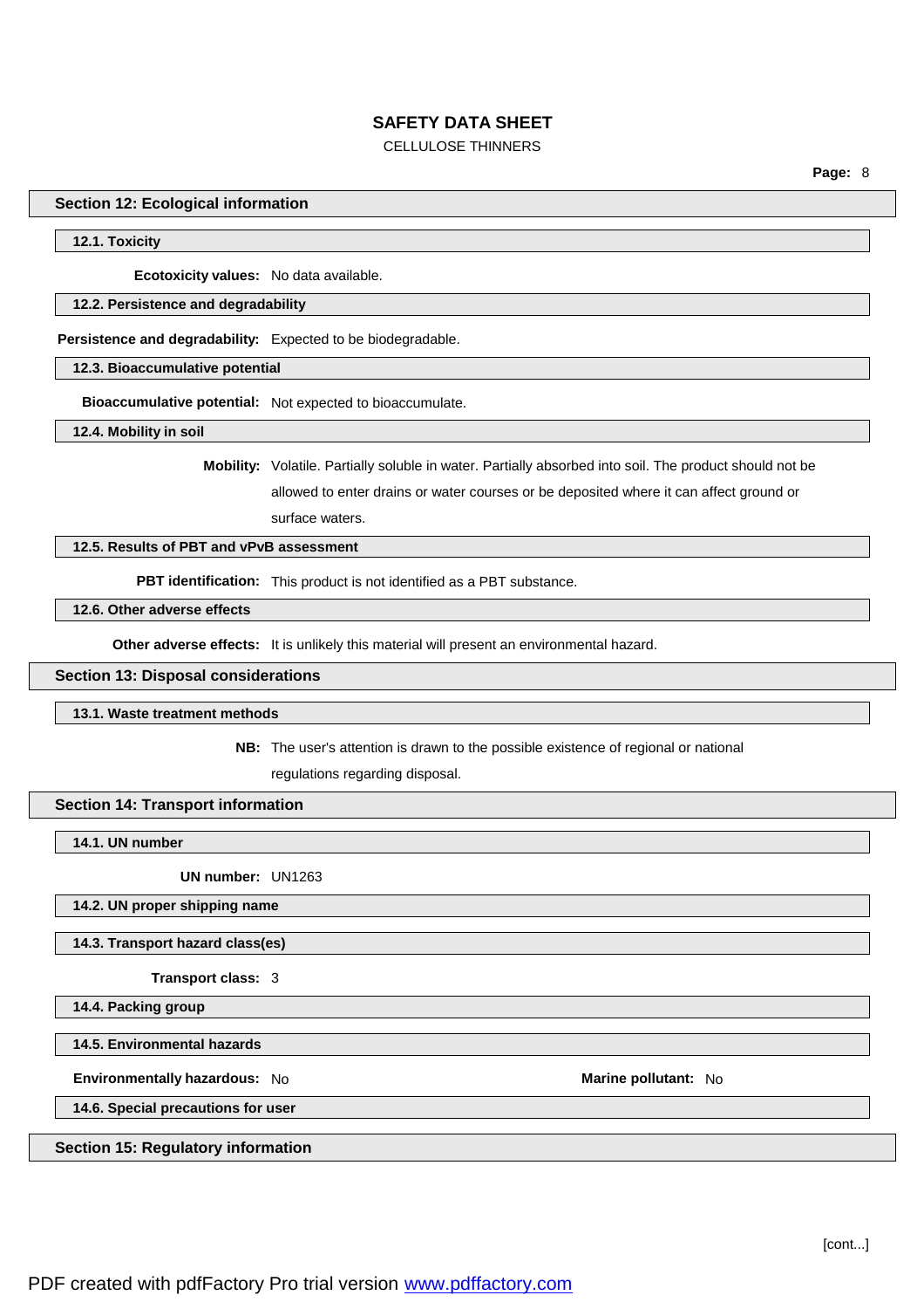## Section 12: Ecological information

### 12.1. Toxicity

**Ecotoxicity values:** No data available.

### 12.2. Persistence and degradability

**Persistence and degradability:** Expected to be biodegradable.

### 12.3. Bioaccumulative potential

**Bioaccumulative potential:** Not expected to bioaccumulate.

### 12.4. Mobility in soil

**Mobility:** Volatile. Partially soluble in water. Partially absorbed into soil. The product should not be allowed to enter drains or water courses or be deposited where it can affect ground or surface waters.

### 12.5. Results of PBT and vPvB assessment

**PBT identification:** This product is not identified as a PBT substance.

### 12.6. Other adverse effects

**Other adverse effects:** It is unlikely this material will present an environmental hazard.

## Section 13: Disposal considerations

### 13.1. Waste treatment methods

**NB:** The user's attention is drawn to the possible existence of regional or national regulations regarding disposal.

## Section 14: Transport information

### 14.1. UN number

**UN number:** UN1263

### 14.2. UN proper shipping name

### 14.3. Transport hazard class(es)

**Transport class:** 3

### 14.4. Packing group

### 14.5. Environmental hazards

**Environmentally hazardous:** No **Marine pollutant:** No

### 14.6. Special precautions for user

## Section 15: Regulatory information

[cont...]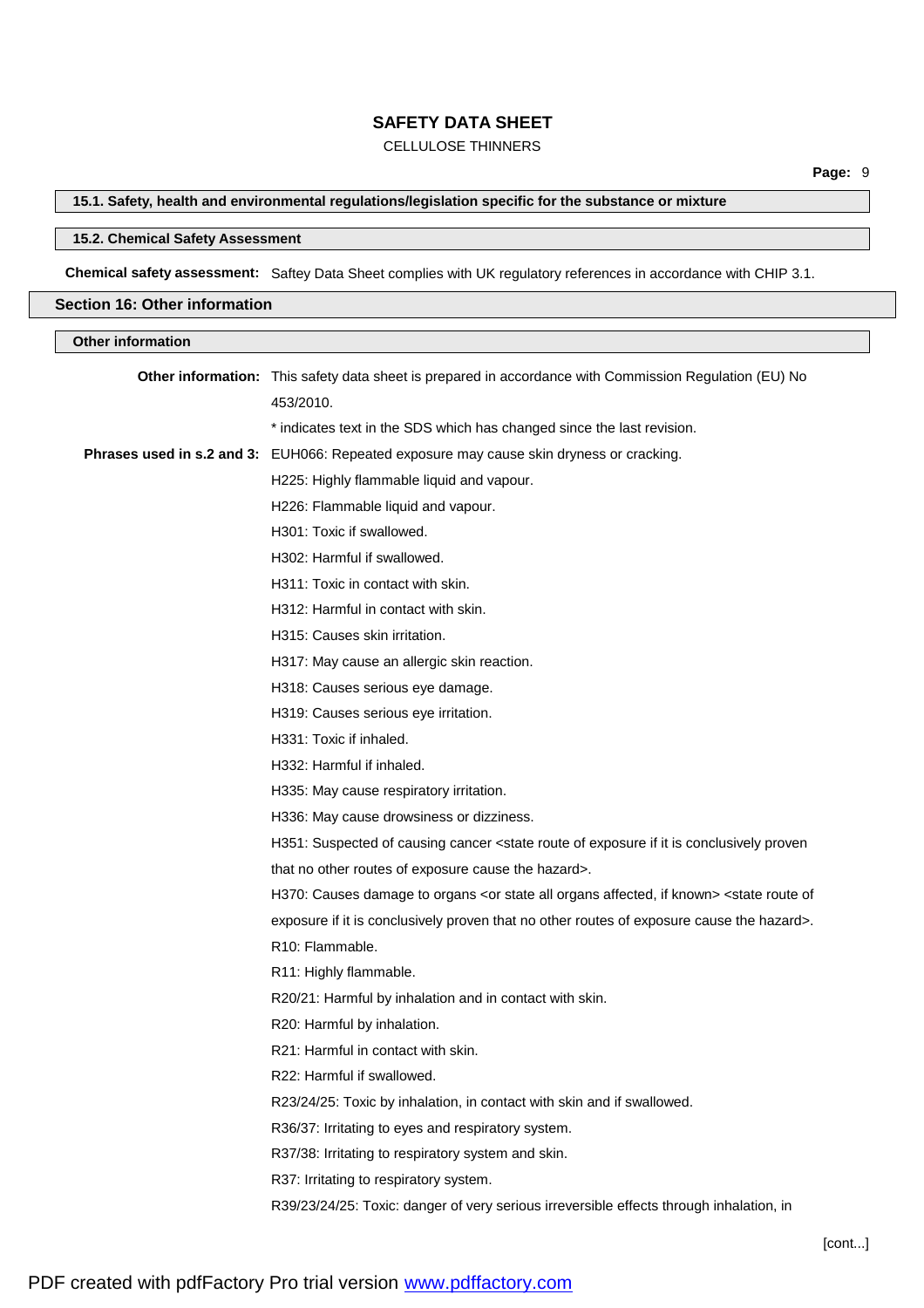### 15.1. Safety, health and environmental regulations/legislation specific for the substance or mixture

### 15.2. Chemical Safety Assessment

**Chemical safety assessment:** Saftey Data Sheet complies with UK regulatory references in accordance with CHIP 3.1.

## Section 16: Other information

### Other information

**Other information:** This safety data sheet is prepared in accordance with Commission Regulation (EU) No 453/2010.

* indicates text in the SDS which has changed since the last revision.

**Phrases used in s.2 and 3:** EUH066: Repeated exposure may cause skin dryness or cracking.

H225: Highly flammable liquid and vapour.

H226: Flammable liquid and vapour.

H301: Toxic if swallowed.

H302: Harmful if swallowed.

H311: Toxic in contact with skin.

H312: Harmful in contact with skin.

H315: Causes skin irritation.

H317: May cause an allergic skin reaction.

H318: Causes serious eye damage.

H319: Causes serious eye irritation.

H331: Toxic if inhaled.

H332: Harmful if inhaled.

H335: May cause respiratory irritation.

H336: May cause drowsiness or dizziness.

H351: Suspected of causing cancer <state route of exposure if it is conclusively proven that no other routes of exposure cause the hazard>.

H370: Causes damage to organs <or state all organs affected, if known> <state route of exposure if it is conclusively proven that no other routes of exposure cause the hazard>.

R10: Flammable.

R11: Highly flammable.

R20/21: Harmful by inhalation and in contact with skin.

R20: Harmful by inhalation.

R21: Harmful in contact with skin.

R22: Harmful if swallowed.

R23/24/25: Toxic by inhalation, in contact with skin and if swallowed.

R36/37: Irritating to eyes and respiratory system.

R37/38: Irritating to respiratory system and skin.

R37: Irritating to respiratory system.

R39/23/24/25: Toxic: danger of very serious irreversible effects through inhalation, in

[cont...]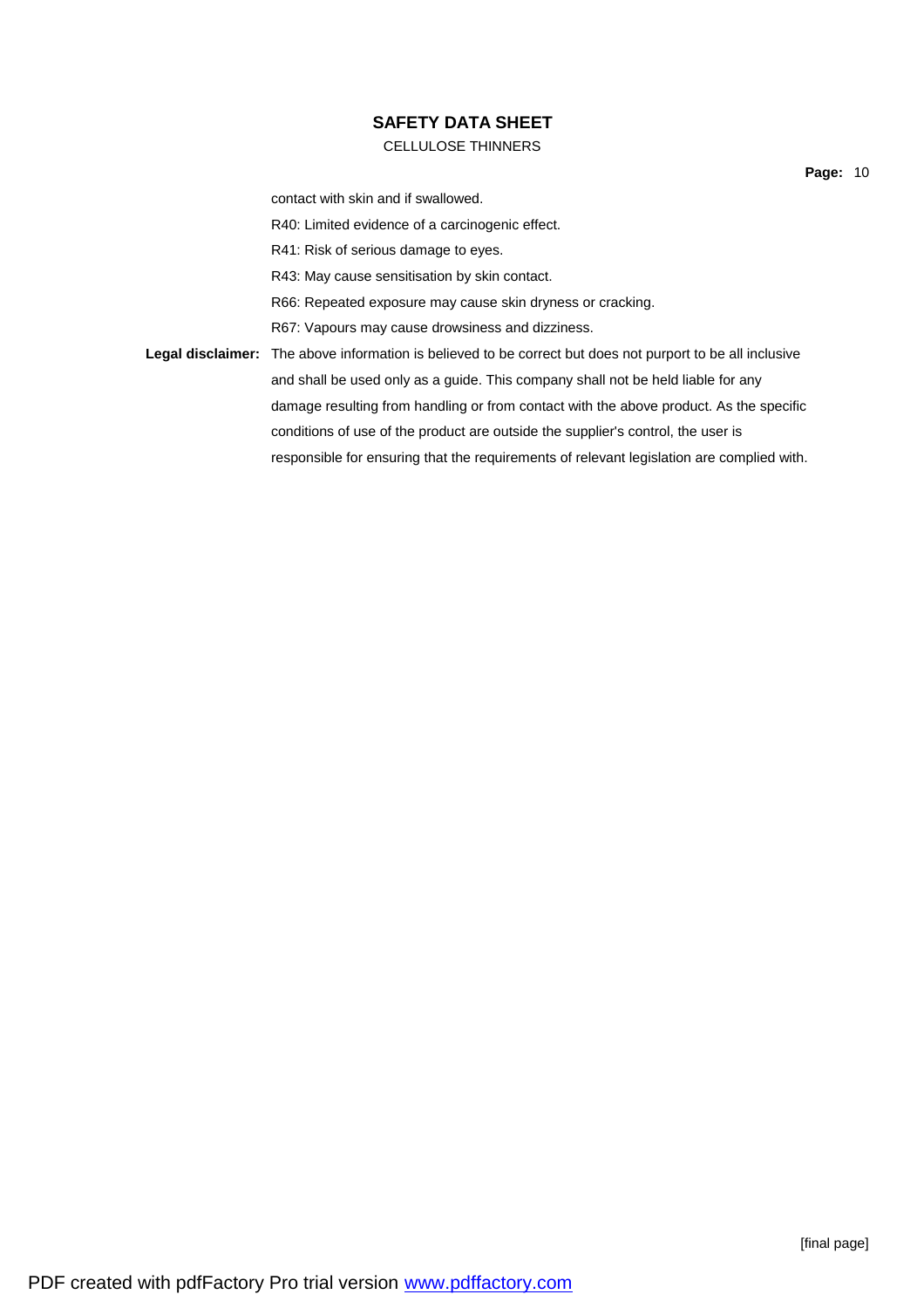contact with skin and if swallowed.

R40: Limited evidence of a carcinogenic effect.

R41: Risk of serious damage to eyes.

R43: May cause sensitisation by skin contact.

R66: Repeated exposure may cause skin dryness or cracking.

R67: Vapours may cause drowsiness and dizziness.

**Legal disclaimer:** The above information is believed to be correct but does not purport to be all inclusive and shall be used only as a guide. This company shall not be held liable for any damage resulting from handling or from contact with the above product. As the specific conditions of use of the product are outside the supplier's control, the user is responsible for ensuring that the requirements of relevant legislation are complied with.

[final page]